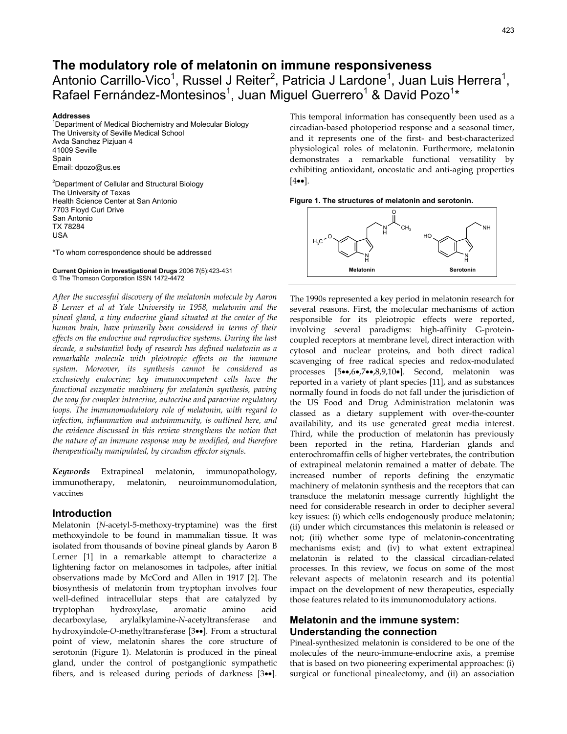# The modulatory role of melatonin on immune responsiveness

Antonio Carrillo-Vico[1], Russel J Reiter[2], Patricia J Lardone[1], Juan Luis Herrera[1], Rafael Fernández-Montesinos[1], Juan Miguel Guerrero[1] & David Pozo[1]*

**Addresses**
[1]Department of Medical Biochemistry and Molecular Biology
The University of Seville Medical School
Avda Sanchez Pizjuan 4
41009 Seville
Spain
Email: dpozo@us.es

[2]Department of Cellular and Structural Biology
The University of Texas
Health Science Center at San Antonio
7703 Floyd Curl Drive
San Antonio
TX 78284
USA

*To whom correspondence should be addressed

**Current Opinion in Investigational Drugs** 2006 **7**(5):423-431
© The Thomson Corporation ISSN 1472-4472

*After the successful discovery of the melatonin molecule by Aaron B Lerner et al at Yale University in 1958, melatonin and the pineal gland, a tiny endocrine gland situated at the center of the human brain, have primarily been considered in terms of their effects on the endocrine and reproductive systems. During the last decade, a substantial body of research has defined melatonin as a remarkable molecule with pleiotropic effects on the immune system. Moreover, its synthesis cannot be considered as exclusively endocrine; key immunocompetent cells have the functional enzymatic machinery for melatonin synthesis, paving the way for complex intracrine, autocrine and paracrine regulatory loops. The immunomodulatory role of melatonin, with regard to infection, inflammation and autoimmunity, is outlined here, and the evidence discussed in this review strengthens the notion that the nature of an immune response may be modified, and therefore therapeutically manipulated, by circadian effector signals.*

***Keywords*** Extrapineal melatonin, immunopathology, immunotherapy, melatonin, neuroimmunomodulation, vaccines

## Introduction

Melatonin (*N*-acetyl-5-methoxy-tryptamine) was the first methoxyindole to be found in mammalian tissue. It was isolated from thousands of bovine pineal glands by Aaron B Lerner [1] in a remarkable attempt to characterize a lightening factor on melanosomes in tadpoles, after initial observations made by McCord and Allen in 1917 [2]. The biosynthesis of melatonin from tryptophan involves four well-defined intracellular steps that are catalyzed by tryptophan hydroxylase, aromatic amino acid decarboxylase, arylalkylamine-*N*-acetyltransferase and hydroxyindole-*O*-methyltransferase [3••]. From a structural point of view, melatonin shares the core structure of serotonin (Figure 1). Melatonin is produced in the pineal gland, under the control of postganglionic sympathetic fibers, and is released during periods of darkness [3••]. This temporal information has consequently been used as a circadian-based photoperiod response and a seasonal timer, and it represents one of the first- and best-characterized physiological roles of melatonin. Furthermore, melatonin demonstrates a remarkable functional versatility by exhibiting antioxidant, oncostatic and anti-aging properties [4••].

**Figure 1. The structures of melatonin and serotonin.**

The 1990s represented a key period in melatonin research for several reasons. First, the molecular mechanisms of action responsible for its pleiotropic effects were reported, involving several paradigms: high-affinity G-protein-coupled receptors at membrane level, direct interaction with cytosol and nuclear proteins, and both direct radical scavenging of free radical species and redox-modulated processes [5••,6•,7••,8,9,10•]. Second, melatonin was reported in a variety of plant species [11], and as substances normally found in foods do not fall under the jurisdiction of the US Food and Drug Administration melatonin was classed as a dietary supplement with over-the-counter availability, and its use generated great media interest. Third, while the production of melatonin has previously been reported in the retina, Harderian glands and enterochromaffin cells of higher vertebrates, the contribution of extrapineal melatonin remained a matter of debate. The increased number of reports defining the enzymatic machinery of melatonin synthesis and the receptors that can transduce the melatonin message currently highlight the need for considerable research in order to decipher several key issues: (i) which cells endogenously produce melatonin; (ii) under which circumstances this melatonin is released or not; (iii) whether some type of melatonin-concentrating mechanisms exist; and (iv) to what extent extrapineal melatonin is related to the classical circadian-related processes. In this review, we focus on some of the most relevant aspects of melatonin research and its potential impact on the development of new therapeutics, especially those features related to its immunomodulatory actions.

## Melatonin and the immune system: Understanding the connection

Pineal-synthesized melatonin is considered to be one of the molecules of the neuro-immune-endocrine axis, a premise that is based on two pioneering experimental approaches: (i) surgical or functional pinealectomy, and (ii) an association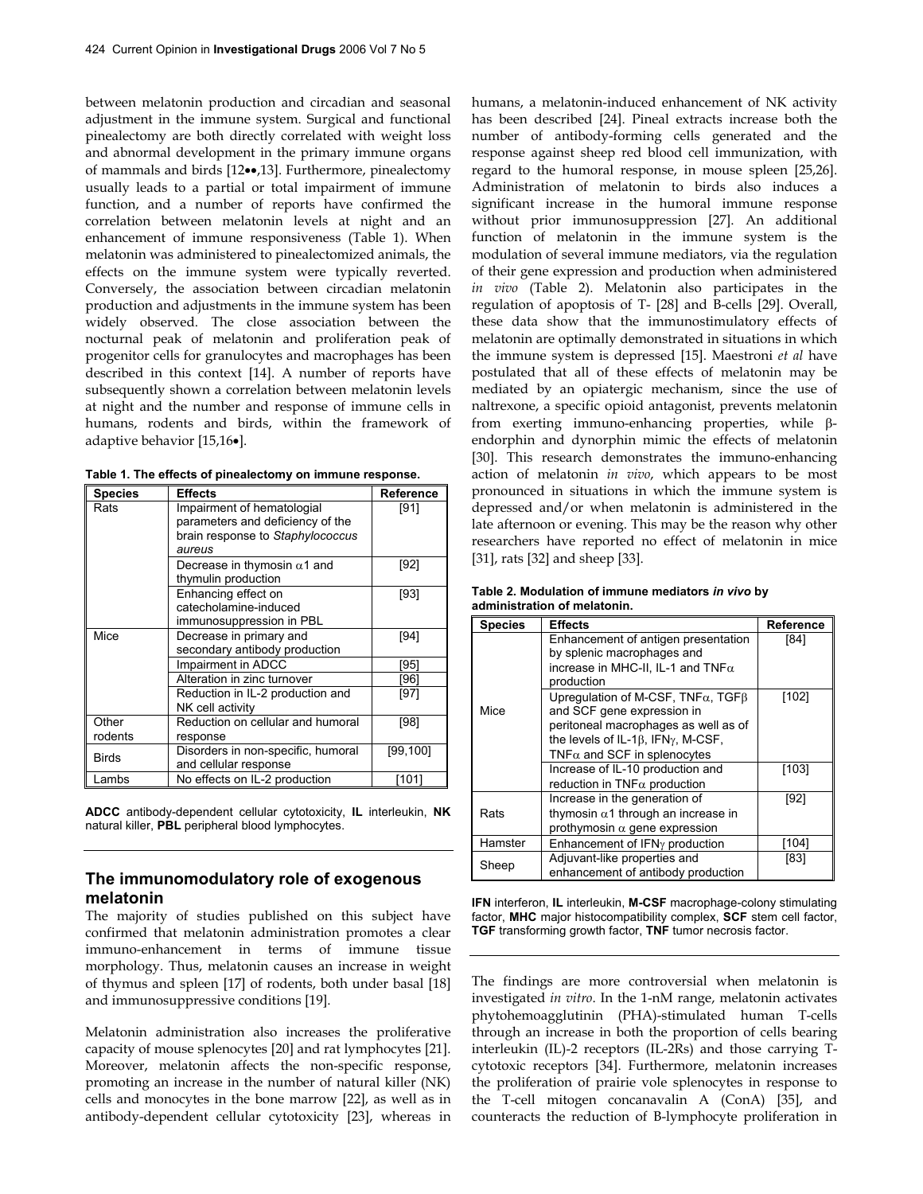between melatonin production and circadian and seasonal adjustment in the immune system. Surgical and functional pinealectomy are both directly correlated with weight loss and abnormal development in the primary immune organs of mammals and birds [12••,13]. Furthermore, pinealectomy usually leads to a partial or total impairment of immune function, and a number of reports have confirmed the correlation between melatonin levels at night and an enhancement of immune responsiveness (Table 1). When melatonin was administered to pinealectomized animals, the effects on the immune system were typically reverted. Conversely, the association between circadian melatonin production and adjustments in the immune system has been widely observed. The close association between the nocturnal peak of melatonin and proliferation peak of progenitor cells for granulocytes and macrophages has been described in this context [14]. A number of reports have subsequently shown a correlation between melatonin levels at night and the number and response of immune cells in humans, rodents and birds, within the framework of adaptive behavior [15,16•].

**Table 1. The effects of pinealectomy on immune response.**

| Species | Effects | Reference |
|---|---|---|
| Rats | Impairment of hematologial parameters and deficiency of the brain response to *Staphylococcus aureus* | [91] |
| | Decrease in thymosin $\alpha$1 and thymulin production | [92] |
| | Enhancing effect on catecholamine-induced immunosuppression in PBL | [93] |
| Mice | Decrease in primary and secondary antibody production | [94] |
| | Impairment in ADCC | [95] |
| | Alteration in zinc turnover | [96] |
| | Reduction in IL-2 production and NK cell activity | [97] |
| Other rodents | Reduction on cellular and humoral response | [98] |
| Birds | Disorders in non-specific, humoral and cellular response | [99,100] |
| Lambs | No effects on IL-2 production | [101] |

**ADCC** antibody-dependent cellular cytotoxicity, **IL** interleukin, **NK** natural killer, **PBL** peripheral blood lymphocytes.

## The immunomodulatory role of exogenous melatonin

The majority of studies published on this subject have confirmed that melatonin administration promotes a clear immuno-enhancement in terms of immune tissue morphology. Thus, melatonin causes an increase in weight of thymus and spleen [17] of rodents, both under basal [18] and immunosuppressive conditions [19].

Melatonin administration also increases the proliferative capacity of mouse splenocytes [20] and rat lymphocytes [21]. Moreover, melatonin affects the non-specific response, promoting an increase in the number of natural killer (NK) cells and monocytes in the bone marrow [22], as well as in antibody-dependent cellular cytotoxicity [23], whereas in humans, a melatonin-induced enhancement of NK activity has been described [24]. Pineal extracts increase both the number of antibody-forming cells generated and the response against sheep red blood cell immunization, with regard to the humoral response, in mouse spleen [25,26]. Administration of melatonin to birds also induces a significant increase in the humoral immune response without prior immunosuppression [27]. An additional function of melatonin in the immune system is the modulation of several immune mediators, via the regulation of their gene expression and production when administered *in vivo* (Table 2). Melatonin also participates in the regulation of apoptosis of T- [28] and B-cells [29]. Overall, these data show that the immunostimulatory effects of melatonin are optimally demonstrated in situations in which the immune system is depressed [15]. Maestroni *et al* have postulated that all of these effects of melatonin may be mediated by an opiatergic mechanism, since the use of naltrexone, a specific opioid antagonist, prevents melatonin from exerting immuno-enhancing properties, while β-endorphin and dynorphin mimic the effects of melatonin [30]. This research demonstrates the immuno-enhancing action of melatonin *in vivo*, which appears to be most pronounced in situations in which the immune system is depressed and/or when melatonin is administered in the late afternoon or evening. This may be the reason why other researchers have reported no effect of melatonin in mice [31], rats [32] and sheep [33].

**Table 2. Modulation of immune mediators *in vivo* by administration of melatonin.**

| Species | Effects | Reference |
|---|---|---|
| Mice | Enhancement of antigen presentation by splenic macrophages and increase in MHC-II, IL-1 and TNF$\alpha$ production | [84] |
| | Upregulation of M-CSF, TNF$\alpha$, TGF$\beta$ and SCF gene expression in peritoneal macrophages as well as of the levels of IL-1$\beta$, IFN$\gamma$, M-CSF, TNF$\alpha$ and SCF in splenocytes | [102] |
| | Increase of IL-10 production and reduction in TNF$\alpha$ production | [103] |
| Rats | Increase in the generation of thymosin $\alpha$1 through an increase in prothymosin $\alpha$ gene expression | [92] |
| Hamster | Enhancement of IFN$\gamma$ production | [104] |
| Sheep | Adjuvant-like properties and enhancement of antibody production | [83] |

**IFN** interferon, **IL** interleukin, **M-CSF** macrophage-colony stimulating factor, **MHC** major histocompatibility complex, **SCF** stem cell factor, **TGF** transforming growth factor, **TNF** tumor necrosis factor.

The findings are more controversial when melatonin is investigated *in vitro*. In the 1-nM range, melatonin activates phytohemoagglutinin (PHA)-stimulated human T-cells through an increase in both the proportion of cells bearing interleukin (IL)-2 receptors (IL-2Rs) and those carrying T-cytotoxic receptors [34]. Furthermore, melatonin increases the proliferation of prairie vole splenocytes in response to the T-cell mitogen concanavalin A (ConA) [35], and counteracts the reduction of B-lymphocyte proliferation in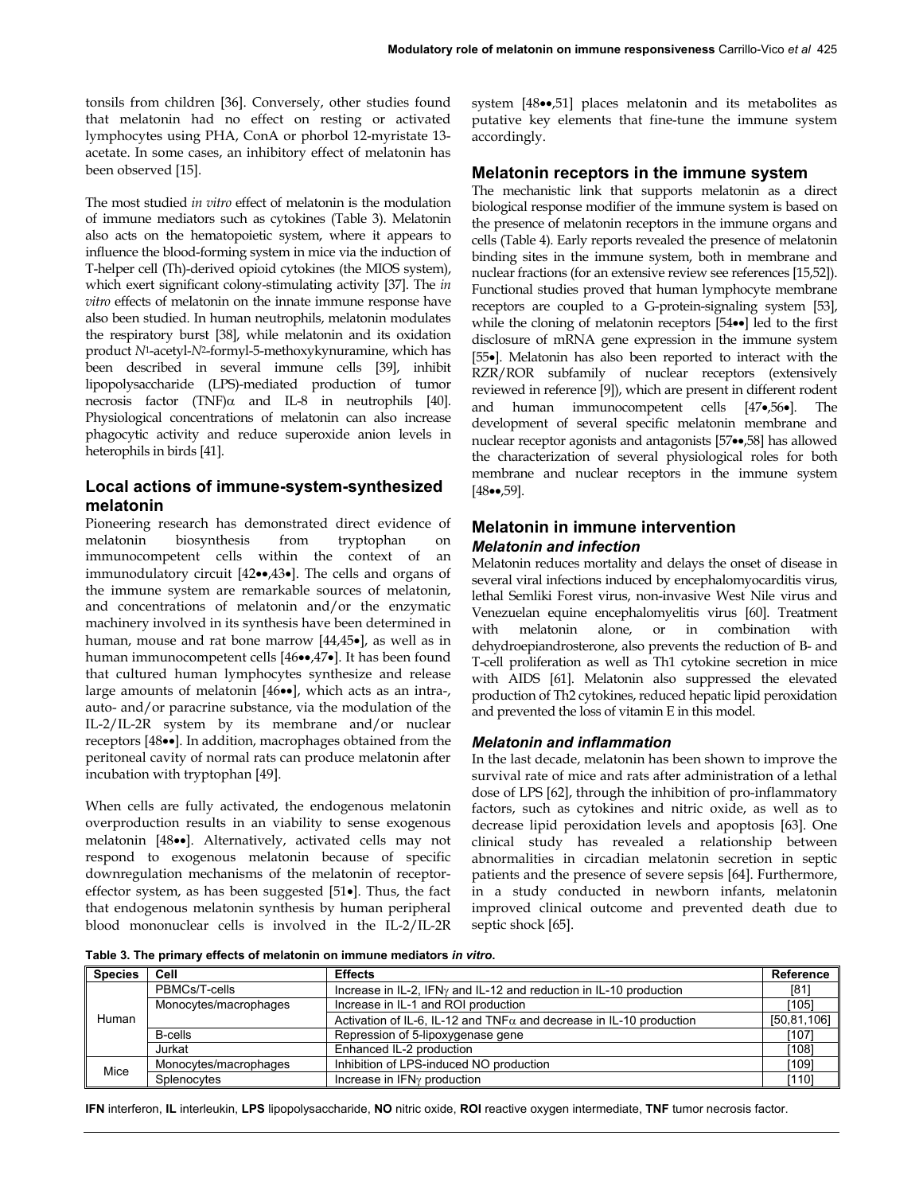tonsils from children [36]. Conversely, other studies found that melatonin had no effect on resting or activated lymphocytes using PHA, ConA or phorbol 12-myristate 13-acetate. In some cases, an inhibitory effect of melatonin has been observed [15].

The most studied *in vitro* effect of melatonin is the modulation of immune mediators such as cytokines (Table 3). Melatonin also acts on the hematopoietic system, where it appears to influence the blood-forming system in mice via the induction of T-helper cell (Th)-derived opioid cytokines (the MIOS system), which exert significant colony-stimulating activity [37]. The *in vitro* effects of melatonin on the innate immune response have also been studied. In human neutrophils, melatonin modulates the respiratory burst [38], while melatonin and its oxidation product $N^1$-acetyl-$N^2$-formyl-5-methoxykynuramine, which has been described in several immune cells [39], inhibit lipopolysaccharide (LPS)-mediated production of tumor necrosis factor (TNF)α and IL-8 in neutrophils [40]. Physiological concentrations of melatonin can also increase phagocytic activity and reduce superoxide anion levels in heterophils in birds [41].

## Local actions of immune-system-synthesized melatonin

Pioneering research has demonstrated direct evidence of melatonin biosynthesis from tryptophan on immunocompetent cells within the context of an immunodulatory circuit [42••,43•]. The cells and organs of the immune system are remarkable sources of melatonin, and concentrations of melatonin and/or the enzymatic machinery involved in its synthesis have been determined in human, mouse and rat bone marrow [44,45•], as well as in human immunocompetent cells [46••,47•]. It has been found that cultured human lymphocytes synthesize and release large amounts of melatonin [46••], which acts as an intra-, auto- and/or paracrine substance, via the modulation of the IL-2/IL-2R system by its membrane and/or nuclear receptors [48••]. In addition, macrophages obtained from the peritoneal cavity of normal rats can produce melatonin after incubation with tryptophan [49].

When cells are fully activated, the endogenous melatonin overproduction results in an viability to sense exogenous melatonin [48••]. Alternatively, activated cells may not respond to exogenous melatonin because of specific downregulation mechanisms of the melatonin of receptor-effector system, as has been suggested [51•]. Thus, the fact that endogenous melatonin synthesis by human peripheral blood mononuclear cells is involved in the IL-2/IL-2R system [48••,51] places melatonin and its metabolites as putative key elements that fine-tune the immune system accordingly.

## Melatonin receptors in the immune system

The mechanistic link that supports melatonin as a direct biological response modifier of the immune system is based on the presence of melatonin receptors in the immune organs and cells (Table 4). Early reports revealed the presence of melatonin binding sites in the immune system, both in membrane and nuclear fractions (for an extensive review see references [15,52]). Functional studies proved that human lymphocyte membrane receptors are coupled to a G-protein-signaling system [53], while the cloning of melatonin receptors [54••] led to the first disclosure of mRNA gene expression in the immune system [55•]. Melatonin has also been reported to interact with the RZR/ROR subfamily of nuclear receptors (extensively reviewed in reference [9]), which are present in different rodent and human immunocompetent cells [47•,56•]. The development of several specific melatonin membrane and nuclear receptor agonists and antagonists [57••,58] has allowed the characterization of several physiological roles for both membrane and nuclear receptors in the immune system [48••,59].

## Melatonin in immune intervention

### Melatonin and infection

Melatonin reduces mortality and delays the onset of disease in several viral infections induced by encephalomyocarditis virus, lethal Semliki Forest virus, non-invasive West Nile virus and Venezuelan equine encephalomyelitis virus [60]. Treatment with melatonin alone, or in combination with dehydroepiandrosterone, also prevents the reduction of B- and T-cell proliferation as well as Th1 cytokine secretion in mice with AIDS [61]. Melatonin also suppressed the elevated production of Th2 cytokines, reduced hepatic lipid peroxidation and prevented the loss of vitamin E in this model.

### Melatonin and inflammation

In the last decade, melatonin has been shown to improve the survival rate of mice and rats after administration of a lethal dose of LPS [62], through the inhibition of pro-inflammatory factors, such as cytokines and nitric oxide, as well as to decrease lipid peroxidation levels and apoptosis [63]. One clinical study has revealed a relationship between abnormalities in circadian melatonin secretion in septic patients and the presence of severe sepsis [64]. Furthermore, in a study conducted in newborn infants, melatonin improved clinical outcome and prevented death due to septic shock [65].

**Table 3. The primary effects of melatonin on immune mediators *in vitro*.**

| Species | Cell | Effects | Reference |
|---|---|---|---|
| Human | PBMCs/T-cells | Increase in IL-2, IFNγ and IL-12 and reduction in IL-10 production | [81] |
| | Monocytes/macrophages | Increase in IL-1 and ROI production | [105] |
| | | Activation of IL-6, IL-12 and TNFα and decrease in IL-10 production | [50,81,106] |
| | B-cells | Repression of 5-lipoxygenase gene | [107] |
| | Jurkat | Enhanced IL-2 production | [108] |
| Mice | Monocytes/macrophages | Inhibition of LPS-induced NO production | [109] |
| | Splenocytes | Increase in IFNγ production | [110] |

**IFN** interferon, **IL** interleukin, **LPS** lipopolysaccharide, **NO** nitric oxide, **ROI** reactive oxygen intermediate, **TNF** tumor necrosis factor.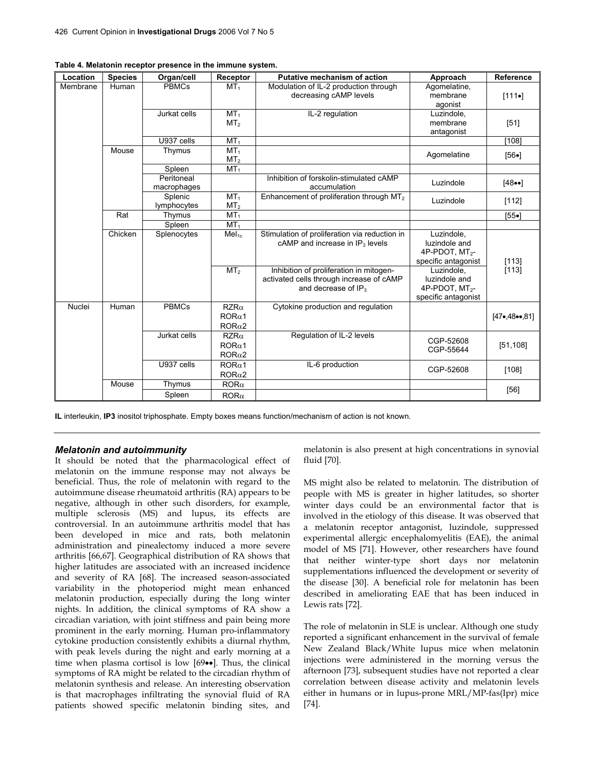**Table 4. Melatonin receptor presence in the immune system.**

| Location | Species | Organ/cell | Receptor | Putative mechanism of action | Approach | Reference |
|---|---|---|---|---|---|---|
| Membrane | Human | PBMCs | $MT_1$ | Modulation of IL-2 production through decreasing cAMP levels | Agomelatine, membrane agonist | [111•] |
| | | Jurkat cells | $MT_1$ $MT_2$ | IL-2 regulation | Luzindole, membrane antagonist | [51] |
| | | U937 cells | $MT_1$ | | | [108] |
| | Mouse | Thymus | $MT_1$ $MT_2$ | | Agomelatine | [56•] |
| | | Spleen | $MT_1$ | | | |
| | | Peritoneal macrophages | | Inhibition of forskolin-stimulated cAMP accumulation | Luzindole | [48••] |
| | | Splenic lymphocytes | $MT_1$ $MT_2$ | Enhancement of proliferation through $MT_2$ | Luzindole | [112] |
| | Rat | Thymus | $MT_1$ | | | [55•] |
| | | Spleen | $MT_1$ | | | |
| | Chicken | Splenocytes | $Mel_{1c}$ | Stimulation of proliferation via reduction in cAMP and increase in $IP_3$ levels | Luzindole, luzindole and 4P-PDOT, $MT_2$-specific antagonist | [113] |
| | | | $MT_2$ | Inhibition of proliferation in mitogen-activated cells through increase of cAMP and decrease of $IP_3$ | Luzindole, luzindole and 4P-PDOT, $MT_2$-specific antagonist | [113] |
| Nuclei | Human | PBMCs | RZRα RORα1 RORα2 | Cytokine production and regulation | | [47•,48••,81] |
| | | Jurkat cells | RZRα RORα1 RORα2 | Regulation of IL-2 levels | CGP-52608 CGP-55644 | [51,108] |
| | | U937 cells | RORα1 RORα2 | IL-6 production | CGP-52608 | [108] |
| | Mouse | Thymus | RORα | | | [56] |
| | | Spleen | RORα | | | |

**IL** interleukin, **IP3** inositol triphosphate. Empty boxes means function/mechanism of action is not known.

### *Melatonin and autoimmunity*

It should be noted that the pharmacological effect of melatonin on the immune response may not always be beneficial. Thus, the role of melatonin with regard to the autoimmune disease rheumatoid arthritis (RA) appears to be negative, although in other such disorders, for example, multiple sclerosis (MS) and lupus, its effects are controversial. In an autoimmune arthritis model that has been developed in mice and rats, both melatonin administration and pinealectomy induced a more severe arthritis [66,67]. Geographical distribution of RA shows that higher latitudes are associated with an increased incidence and severity of RA [68]. The increased season-associated variability in the photoperiod might mean enhanced melatonin production, especially during the long winter nights. In addition, the clinical symptoms of RA show a circadian variation, with joint stiffness and pain being more prominent in the early morning. Human pro-inflammatory cytokine production consistently exhibits a diurnal rhythm, with peak levels during the night and early morning at a time when plasma cortisol is low [69••]. Thus, the clinical symptoms of RA might be related to the circadian rhythm of melatonin synthesis and release. An interesting observation is that macrophages infiltrating the synovial fluid of RA patients showed specific melatonin binding sites, and melatonin is also present at high concentrations in synovial fluid [70].

MS might also be related to melatonin. The distribution of people with MS is greater in higher latitudes, so shorter winter days could be an environmental factor that is involved in the etiology of this disease. It was observed that a melatonin receptor antagonist, luzindole, suppressed experimental allergic encephalomyelitis (EAE), the animal model of MS [71]. However, other researchers have found that neither winter-type short days nor melatonin supplementations influenced the development or severity of the disease [30]. A beneficial role for melatonin has been described in ameliorating EAE that has been induced in Lewis rats [72].

The role of melatonin in SLE is unclear. Although one study reported a significant enhancement in the survival of female New Zealand Black/White lupus mice when melatonin injections were administered in the morning versus the afternoon [73], subsequent studies have not reported a clear correlation between disease activity and melatonin levels either in humans or in lupus-prone MRL/MP-fas(lpr) mice [74].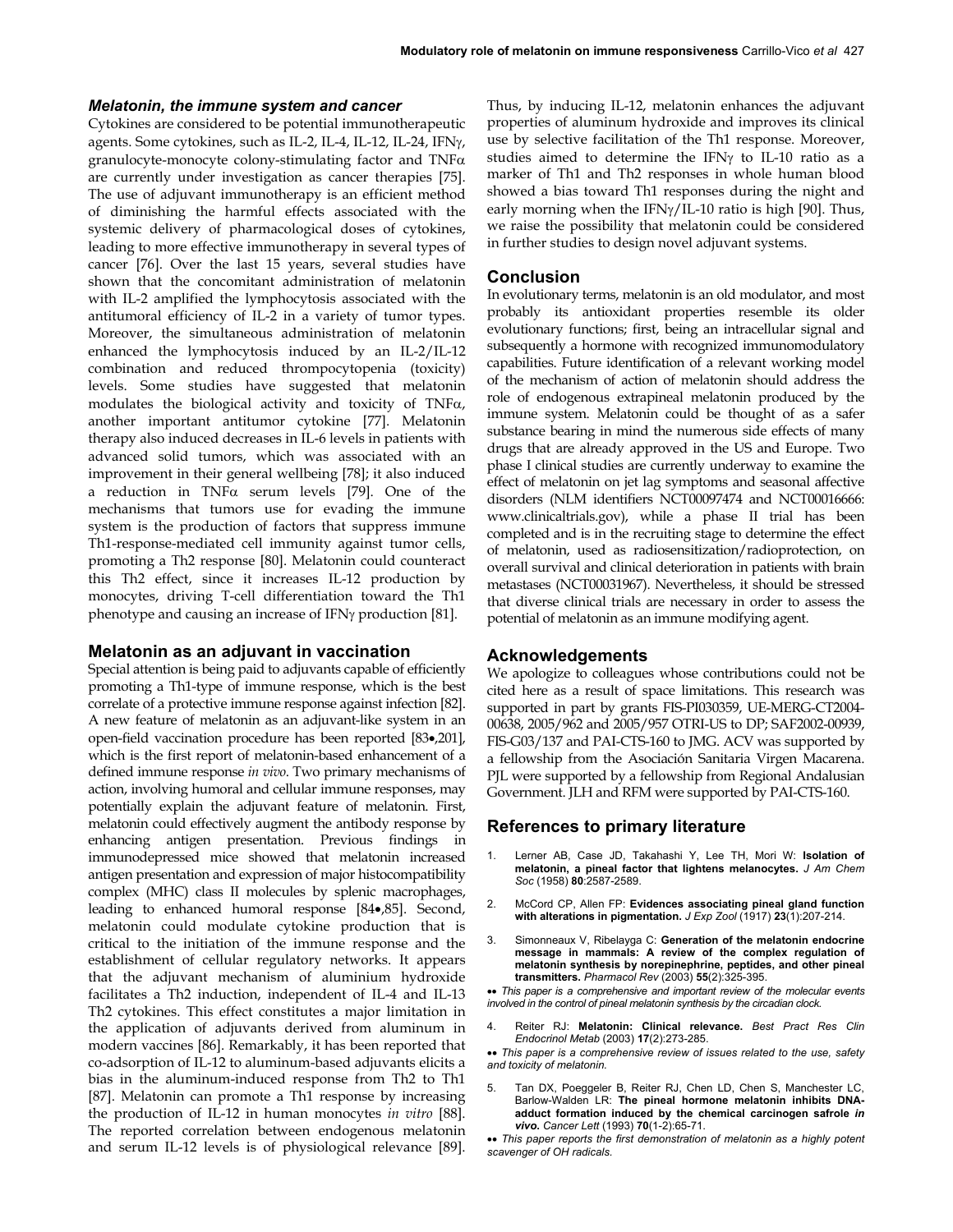### *Melatonin, the immune system and cancer*

Cytokines are considered to be potential immunotherapeutic agents. Some cytokines, such as IL-2, IL-4, IL-12, IL-24, IFNγ, granulocyte-monocyte colony-stimulating factor and TNFα are currently under investigation as cancer therapies [75]. The use of adjuvant immunotherapy is an efficient method of diminishing the harmful effects associated with the systemic delivery of pharmacological doses of cytokines, leading to more effective immunotherapy in several types of cancer [76]. Over the last 15 years, several studies have shown that the concomitant administration of melatonin with IL-2 amplified the lymphocytosis associated with the antitumoral efficiency of IL-2 in a variety of tumor types. Moreover, the simultaneous administration of melatonin enhanced the lymphocytosis induced by an IL-2/IL-12 combination and reduced thrompocytopenia (toxicity) levels. Some studies have suggested that melatonin modulates the biological activity and toxicity of TNFα, another important antitumor cytokine [77]. Melatonin therapy also induced decreases in IL-6 levels in patients with advanced solid tumors, which was associated with an improvement in their general wellbeing [78]; it also induced a reduction in TNFα serum levels [79]. One of the mechanisms that tumors use for evading the immune system is the production of factors that suppress immune Th1-response-mediated cell immunity against tumor cells, promoting a Th2 response [80]. Melatonin could counteract this Th2 effect, since it increases IL-12 production by monocytes, driving T-cell differentiation toward the Th1 phenotype and causing an increase of IFNγ production [81].

## Melatonin as an adjuvant in vaccination

Special attention is being paid to adjuvants capable of efficiently promoting a Th1-type of immune response, which is the best correlate of a protective immune response against infection [82]. A new feature of melatonin as an adjuvant-like system in an open-field vaccination procedure has been reported [83•,201], which is the first report of melatonin-based enhancement of a defined immune response *in vivo*. Two primary mechanisms of action, involving humoral and cellular immune responses, may potentially explain the adjuvant feature of melatonin. First, melatonin could effectively augment the antibody response by enhancing antigen presentation. Previous findings in immunodepressed mice showed that melatonin increased antigen presentation and expression of major histocompatibility complex (MHC) class II molecules by splenic macrophages, leading to enhanced humoral response [84•,85]. Second, melatonin could modulate cytokine production that is critical to the initiation of the immune response and the establishment of cellular regulatory networks. It appears that the adjuvant mechanism of aluminium hydroxide facilitates a Th2 induction, independent of IL-4 and IL-13 Th2 cytokines. This effect constitutes a major limitation in the application of adjuvants derived from aluminum in modern vaccines [86]. Remarkably, it has been reported that co-adsorption of IL-12 to aluminum-based adjuvants elicits a bias in the aluminum-induced response from Th2 to Th1 [87]. Melatonin can promote a Th1 response by increasing the production of IL-12 in human monocytes *in vitro* [88]. The reported correlation between endogenous melatonin and serum IL-12 levels is of physiological relevance [89]. Thus, by inducing IL-12, melatonin enhances the adjuvant properties of aluminum hydroxide and improves its clinical use by selective facilitation of the Th1 response. Moreover, studies aimed to determine the IFNγ to IL-10 ratio as a marker of Th1 and Th2 responses in whole human blood showed a bias toward Th1 responses during the night and early morning when the IFNγ/IL-10 ratio is high [90]. Thus, we raise the possibility that melatonin could be considered in further studies to design novel adjuvant systems.

## Conclusion

In evolutionary terms, melatonin is an old modulator, and most probably its antioxidant properties resemble its older evolutionary functions; first, being an intracellular signal and subsequently a hormone with recognized immunomodulatory capabilities. Future identification of a relevant working model of the mechanism of action of melatonin should address the role of endogenous extrapineal melatonin produced by the immune system. Melatonin could be thought of as a safer substance bearing in mind the numerous side effects of many drugs that are already approved in the US and Europe. Two phase I clinical studies are currently underway to examine the effect of melatonin on jet lag symptoms and seasonal affective disorders (NLM identifiers NCT00097474 and NCT00016666: www.clinicaltrials.gov), while a phase II trial has been completed and is in the recruiting stage to determine the effect of melatonin, used as radiosensitization/radioprotection, on overall survival and clinical deterioration in patients with brain metastases (NCT00031967). Nevertheless, it should be stressed that diverse clinical trials are necessary in order to assess the potential of melatonin as an immune modifying agent.

## Acknowledgements

We apologize to colleagues whose contributions could not be cited here as a result of space limitations. This research was supported in part by grants FIS-PI030359, UE-MERG-CT2004-00638, 2005/962 and 2005/957 OTRI-US to DP; SAF2002-00939, FIS-G03/137 and PAI-CTS-160 to JMG. ACV was supported by a fellowship from the Asociación Sanitaria Virgen Macarena. PJL were supported by a fellowship from Regional Andalusian Government. JLH and RFM were supported by PAI-CTS-160.

## References to primary literature

1. Lerner AB, Case JD, Takahashi Y, Lee TH, Mori W: **Isolation of melatonin, a pineal factor that lightens melanocytes.** *J Am Chem Soc* (1958) **80**:2587-2589.

2. McCord CP, Allen FP: **Evidences associating pineal gland function with alterations in pigmentation.** *J Exp Zool* (1917) **23**(1):207-214.

3. Simonneaux V, Ribelayga C: **Generation of the melatonin endocrine message in mammals: A review of the complex regulation of melatonin synthesis by norepinephrine, peptides, and other pineal transmitters.** *Pharmacol Rev* (2003) **55**(2):325-395.

   •• *This paper is a comprehensive and important review of the molecular events involved in the control of pineal melatonin synthesis by the circadian clock.*

4. Reiter RJ: **Melatonin: Clinical relevance.** *Best Pract Res Clin Endocrinol Metab* (2003) **17**(2):273-285.

   •• *This paper is a comprehensive review of issues related to the use, safety and toxicity of melatonin.*

5. Tan DX, Poeggeler B, Reiter RJ, Chen LD, Chen S, Manchester LC, Barlow-Walden LR: **The pineal hormone melatonin inhibits DNA-adduct formation induced by the chemical carcinogen safrole *in vivo*.** *Cancer Lett* (1993) **70**(1-2):65-71.

   •• *This paper reports the first demonstration of melatonin as a highly potent scavenger of OH radicals.*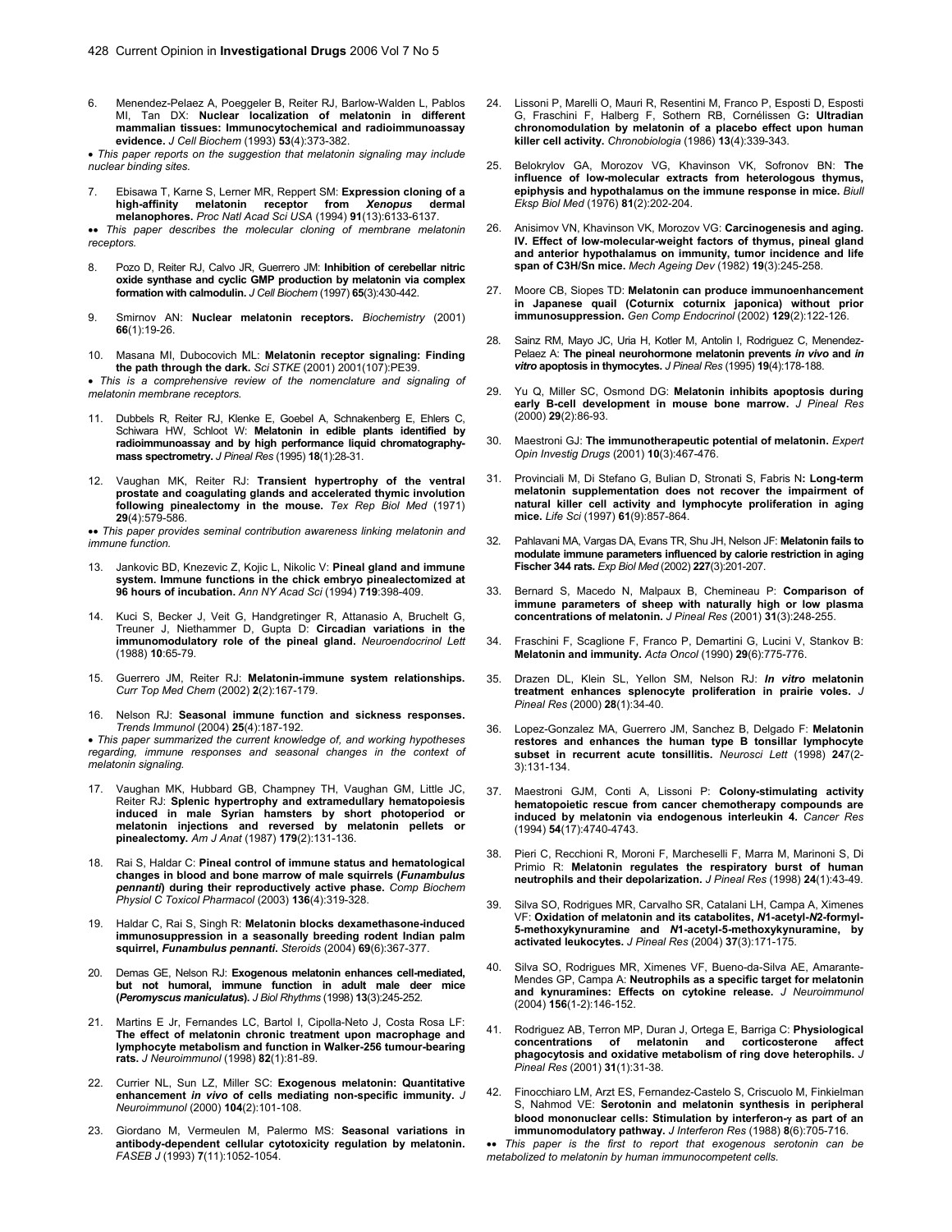6. Menendez-Pelaez A, Poeggeler B, Reiter RJ, Barlow-Walden L, Pablos MI, Tan DX: **Nuclear localization of melatonin in different mammalian tissues: Immunocytochemical and radioimmunoassay evidence.** *J Cell Biochem* (1993) **53**(4):373-382.

• *This paper reports on the suggestion that melatonin signaling may include nuclear binding sites.*

7. Ebisawa T, Karne S, Lerner MR, Reppert SM: **Expression cloning of a high-affinity melatonin receptor from *Xenopus* dermal melanophores.** *Proc Natl Acad Sci USA* (1994) **91**(13):6133-6137.

•• *This paper describes the molecular cloning of membrane melatonin receptors.*

8. Pozo D, Reiter RJ, Calvo JR, Guerrero JM: **Inhibition of cerebellar nitric oxide synthase and cyclic GMP production by melatonin via complex formation with calmodulin.** *J Cell Biochem* (1997) **65**(3):430-442.

9. Smirnov AN: **Nuclear melatonin receptors.** *Biochemistry* (2001) **66**(1):19-26.

10. Masana MI, Dubocovich ML: **Melatonin receptor signaling: Finding the path through the dark.** *Sci STKE* (2001) 2001(107):PE39.

• *This is a comprehensive review of the nomenclature and signaling of melatonin membrane receptors.*

11. Dubbels R, Reiter RJ, Klenke E, Goebel A, Schnakenberg E, Ehlers C, Schiwara HW, Schloot W: **Melatonin in edible plants identified by radioimmunoassay and by high performance liquid chromatography-mass spectrometry.** *J Pineal Res* (1995) **18**(1):28-31.

12. Vaughan MK, Reiter RJ: **Transient hypertrophy of the ventral prostate and coagulating glands and accelerated thymic involution following pinealectomy in the mouse.** *Tex Rep Biol Med* (1971) **29**(4):579-586.

•• *This paper provides seminal contribution awareness linking melatonin and immune function.*

13. Jankovic BD, Knezevic Z, Kojic L, Nikolic V: **Pineal gland and immune system. Immune functions in the chick embryo pinealectomized at 96 hours of incubation.** *Ann NY Acad Sci* (1994) **719**:398-409.

14. Kuci S, Becker J, Veit G, Handgretinger R, Attanasio A, Bruchelt G, Treuner J, Niethammer D, Gupta D: **Circadian variations in the immunomodulatory role of the pineal gland.** *Neuroendocrinol Lett* (1988) **10**:65-79.

15. Guerrero JM, Reiter RJ: **Melatonin-immune system relationships.** *Curr Top Med Chem* (2002) **2**(2):167-179.

16. Nelson RJ: **Seasonal immune function and sickness responses.** *Trends Immunol* (2004) **25**(4):187-192.

• *This paper summarized the current knowledge of, and working hypotheses regarding, immune responses and seasonal changes in the context of melatonin signaling.*

17. Vaughan MK, Hubbard GB, Champney TH, Vaughan GM, Little JC, Reiter RJ: **Splenic hypertrophy and extramedullary hematopoiesis induced in male Syrian hamsters by short photoperiod or melatonin injections and reversed by melatonin pellets or pinealectomy.** *Am J Anat* (1987) **179**(2):131-136.

18. Rai S, Haldar C: **Pineal control of immune status and hematological changes in blood and bone marrow of male squirrels (*Funambulus pennanti*) during their reproductively active phase.** *Comp Biochem Physiol C Toxicol Pharmacol* (2003) **136**(4):319-328.

19. Haldar C, Rai S, Singh R: **Melatonin blocks dexamethasone-induced immunosuppression in a seasonally breeding rodent Indian palm squirrel, *Funambulus pennanti*.** *Steroids* (2004) **69**(6):367-377.

20. Demas GE, Nelson RJ: **Exogenous melatonin enhances cell-mediated, but not humoral, immune function in adult male deer mice (*Peromyscus maniculatus*).** *J Biol Rhythms* (1998) **13**(3):245-252.

21. Martins E Jr, Fernandes LC, Bartol I, Cipolla-Neto J, Costa Rosa LF: **The effect of melatonin chronic treatment upon macrophage and lymphocyte metabolism and function in Walker-256 tumour-bearing rats.** *J Neuroimmunol* (1998) **82**(1):81-89.

22. Currier NL, Sun LZ, Miller SC: **Exogenous melatonin: Quantitative enhancement *in vivo* of cells mediating non-specific immunity.** *J Neuroimmunol* (2000) **104**(2):101-108.

23. Giordano M, Vermeulen M, Palermo MS: **Seasonal variations in antibody-dependent cellular cytotoxicity regulation by melatonin.** *FASEB J* (1993) **7**(11):1052-1054.

24. Lissoni P, Marelli O, Mauri R, Resentini M, Franco P, Esposti D, Esposti G, Fraschini F, Halberg F, Sothern RB, Cornélissen G**: Ultradian chronomodulation by melatonin of a placebo effect upon human killer cell activity.** *Chronobiologia* (1986) **13**(4):339-343.

25. Belokrylov GA, Morozov VG, Khavinson VK, Sofronov BN: **The influence of low-molecular extracts from heterologous thymus, epiphysis and hypothalamus on the immune response in mice.** *Biull Eksp Biol Med* (1976) **81**(2):202-204.

26. Anisimov VN, Khavinson VK, Morozov VG: **Carcinogenesis and aging. IV. Effect of low-molecular-weight factors of thymus, pineal gland and anterior hypothalamus on immunity, tumor incidence and life span of C3H/Sn mice.** *Mech Ageing Dev* (1982) **19**(3):245-258.

27. Moore CB, Siopes TD: **Melatonin can produce immunoenhancement in Japanese quail (Coturnix coturnix japonica) without prior immunosuppression.** *Gen Comp Endocrinol* (2002) **129**(2):122-126.

28. Sainz RM, Mayo JC, Uria H, Kotler M, Antolin I, Rodriguez C, Menendez-Pelaez A: **The pineal neurohormone melatonin prevents *in vivo* and *in vitro* apoptosis in thymocytes.** *J Pineal Res* (1995) **19**(4):178-188.

29. Yu Q, Miller SC, Osmond DG: **Melatonin inhibits apoptosis during early B-cell development in mouse bone marrow.** *J Pineal Res* (2000) **29**(2):86-93.

30. Maestroni GJ: **The immunotherapeutic potential of melatonin.** *Expert Opin Investig Drugs* (2001) **10**(3):467-476.

31. Provinciali M, Di Stefano G, Bulian D, Stronati S, Fabris N**: Long-term melatonin supplementation does not recover the impairment of natural killer cell activity and lymphocyte proliferation in aging mice.** *Life Sci* (1997) **61**(9):857-864.

32. Pahlavani MA, Vargas DA, Evans TR, Shu JH, Nelson JF: **Melatonin fails to modulate immune parameters influenced by calorie restriction in aging Fischer 344 rats.** *Exp Biol Med* (2002) **227**(3):201-207.

33. Bernard S, Macedo N, Malpaux B, Chemineau P: **Comparison of immune parameters of sheep with naturally high or low plasma concentrations of melatonin.** *J Pineal Res* (2001) **31**(3):248-255.

34. Fraschini F, Scaglione F, Franco P, Demartini G, Lucini V, Stankov B: **Melatonin and immunity.** *Acta Oncol* (1990) **29**(6):775-776.

35. Drazen DL, Klein SL, Yellon SM, Nelson RJ: ***In vitro* melatonin treatment enhances splenocyte proliferation in prairie voles.** *J Pineal Res* (2000) **28**(1):34-40.

36. Lopez-Gonzalez MA, Guerrero JM, Sanchez B, Delgado F: **Melatonin restores and enhances the human type B tonsillar lymphocyte subset in recurrent acute tonsillitis.** *Neurosci Lett* (1998) **24**7(2-3):131-134.

37. Maestroni GJM, Conti A, Lissoni P: **Colony-stimulating activity hematopoietic rescue from cancer chemotherapy compounds are induced by melatonin via endogenous interleukin 4.** *Cancer Res* (1994) **54**(17):4740-4743.

38. Pieri C, Recchioni R, Moroni F, Marcheselli F, Marra M, Marinoni S, Di Primio R: **Melatonin regulates the respiratory burst of human neutrophils and their depolarization.** *J Pineal Res* (1998) **24**(1):43-49.

39. Silva SO, Rodrigues MR, Carvalho SR, Catalani LH, Campa A, Ximenes VF: **Oxidation of melatonin and its catabolites, *N*1-acetyl-*N*2-formyl-5-methoxykynuramine and *N*1-acetyl-5-methoxykynuramine, by activated leukocytes.** *J Pineal Res* (2004) **37**(3):171-175.

40. Silva SO, Rodrigues MR, Ximenes VF, Bueno-da-Silva AE, Amarante-Mendes GP, Campa A: **Neutrophils as a specific target for melatonin and kynuramines: Effects on cytokine release.** *J Neuroimmunol* (2004) **156**(1-2):146-152.

41. Rodriguez AB, Terron MP, Duran J, Ortega E, Barriga C: **Physiological concentrations of melatonin and corticosterone affect phagocytosis and oxidative metabolism of ring dove heterophils.** *J Pineal Res* (2001) **31**(1):31-38.

42. Finocchiaro LM, Arzt ES, Fernandez-Castelo S, Criscuolo M, Finkielman S, Nahmod VE: **Serotonin and melatonin synthesis in peripheral blood mononuclear cells: Stimulation by interferon-γ as part of an immunomodulatory pathway.** *J Interferon Res* (1988) **8**(6):705-716.

•• *This paper is the first to report that exogenous serotonin can be metabolized to melatonin by human immunocompetent cells.*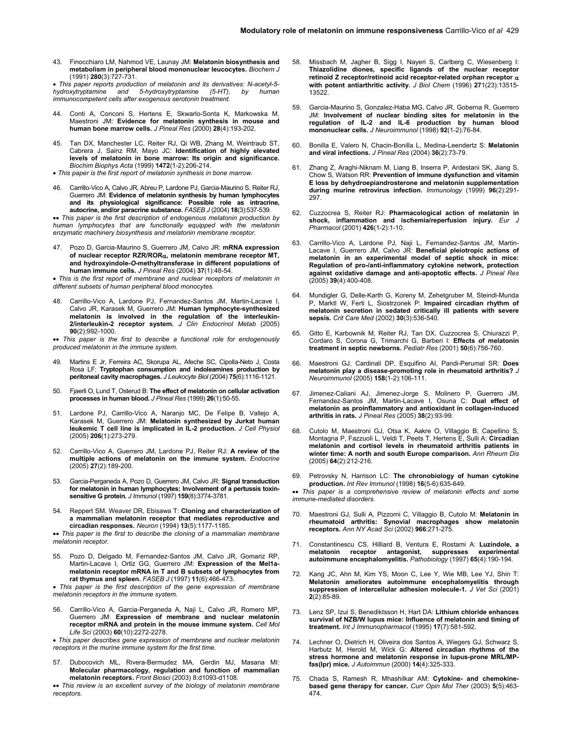43. Finocchiaro LM, Nahmod VE, Launay JM: **Melatonin biosynthesis and metabolism in peripheral blood mononuclear leucocytes.** *Biochem J* (1991) **280**(3):727-731.

• *This paper reports production of melatonin and its derivatives: N-acetyl-5-hydroxytryptamine and 5-hydroxytryptamine (5-HT), by human immunocompetent cells after exogenous serotonin treatment.*

44. Conti A, Conconi S, Hertens E, Skwarlo-Sonta K, Markowska M, Maestroni JM: **Evidence for melatonin synthesis in mouse and human bone marrow cells.** *J Pineal Res* (2000) **28**(4):193-202.

45. Tan DX, Manchester LC, Reiter RJ, Qi WB, Zhang M, Weintraub ST, Cabrera J, Sainz RM, Mayo JC: **Identification of highly elevated levels of melatonin in bone marrow: Its origin and significance.** *Biochim Biophys Acta* (1999) **1472**(1-2):206-214.

• *This paper is the first report of melatonin synthesis in bone marrow.*

46. Carrillo-Vico A, Calvo JR, Abreu P, Lardone PJ, Garcia-Maurino S, Reiter RJ, Guerrero JM: **Evidence of melatonin synthesis by human lymphocytes and its physiological significance: Possible role as intracrine, autocrine, and/or paracrine substance.** *FASEB J* (2004) **18**(3):537-539.

•• *This paper is the first description of endogenous melatonin production by human lymphocytes that are functionally equipped with the melatonin enzymatic machinery biosynthesis and melatonin membrane receptor.*

47. Pozo D, Garcia-Maurino S, Guerrero JM, Calvo JR: **mRNA expression of nuclear receptor RZR/ROR$\alpha$, melatonin membrane receptor MT, and hydroxyindole-*O*-methyltransferase in different populations of human immune cells.** *J Pineal Res* (2004) **37**(1):48-54.

• *This is the first report of membrane and nuclear receptors of melatonin in different subsets of human peripheral blood monocytes.*

48. Carrillo-Vico A, Lardone PJ, Fernandez-Santos JM, Martin-Lacave I, Calvo JR, Karasek M, Guerrero JM: **Human lymphocyte-synthesized melatonin is involved in the regulation of the interleukin-2/interleukin-2 receptor system.** *J Clin Endocrinol Metab* (2005) **90**(2):992-1000.

•• *This paper is the first to describe a functional role for endogenously produced melatonin in the immune system.*

49. Martins E Jr, Ferreira AC, Skorupa AL, Afeche SC, Cipolla-Neto J, Costa Rosa LF: **Tryptophan consumption and indoleamines production by peritoneal cavity macrophages.** *J Leukocyte Biol* (2004) **75**(6):1116-1121.

50. Fjaerli O, Lund T, Osterud B: **The effect of melatonin on cellular activation processes in human blood.** *J Pineal Res* (1999) **26**(1):50-55.

51. Lardone PJ, Carrillo-Vico A, Naranjo MC, De Felipe B, Vallejo A, Karasek M, Guerrero JM: **Melatonin synthesized by Jurkat human leukemic T cell line is implicated in IL-2 production.** *J Cell Physiol* (2005) **206**(1):273-279.

52. Carrillo-Vico A, Guerrero JM, Lardone PJ, Reiter RJ: **A review of the multiple actions of melatonin on the immune system.** *Endocrine* (2005) **27**(2):189-200.

53. Garcia-Perganeda A, Pozo D, Guerrero JM, Calvo JR: **Signal transduction for melatonin in human lymphocytes: Involvement of a pertussis toxin-sensitive G protein.** *J Immunol* (1997) **159**(8):3774-3781.

54. Reppert SM, Weaver DR, Ebisawa T: **Cloning and characterization of a mammalian melatonin receptor that mediates reproductive and circadian responses.** *Neuron* (1994) **13**(5):1177-1185.

•• *This paper is the first to describe the cloning of a mammalian membrane melatonin receptor.*

55. Pozo D, Delgado M, Fernandez-Santos JM, Calvo JR, Gomariz RP, Martin-Lacave I, Ortiz GG, Guerrero JM: **Expression of the Mel1a-melatonin receptor mRNA in T and B subsets of lymphocytes from rat thymus and spleen.** *FASEB J* (1997) **11**(6):466-473.

• *This paper is the first description of the gene expression of membrane melatonin receptors in the immune system.*

56. Carrillo-Vico A, Garcia-Perganeda A, Naji L, Calvo JR, Romero MP, Guerrero JM: **Expression of membrane and nuclear melatonin receptor mRNA and protein in the mouse immune system.** *Cell Mol Life Sci* (2003) **60**(10):2272-2278.

• *This paper describes gene expression of membrane and nuclear melatonin receptors in the murine immune system for the first time.*

57. Dubocovich ML, Rivera-Bermudez MA, Gerdin MJ, Masana MI: **Molecular pharmacology, regulation and function of mammalian melatonin receptors.** *Front Biosci* (2003) 8:d1093-d1108.

•• *This review is an excellent survey of the biology of melatonin membrane receptors.*

58. Missbach M, Jagher B, Sigg I, Nayeri S, Carlberg C, Wiesenberg I: **Thiazolidine diones, specific ligands of the nuclear receptor retinoid Z receptor/retinoid acid receptor-related orphan receptor $\alpha$ with potent antiarthritic activity.** *J Biol Chem* (1996) **27**1(23):13515-13522.

59. Garcia-Maurino S, Gonzalez-Haba MG, Calvo JR, Goberna R, Guerrero JM: **Involvement of nuclear binding sites for melatonin in the regulation of IL-2 and IL-6 production by human blood mononuclear cells.** *J Neuroimmunol* (1998) **92**(1-2):76-84.

60. Bonilla E, Valero N, Chacin-Bonilla L, Medina-Leendertz S: **Melatonin and viral infections.** *J Pineal Res* (2004) **36**(2):73-79.

61. Zhang Z, Araghi-Niknam M, Liang B, Inserra P, Ardestani SK, Jiang S, Chow S, Watson RR: **Prevention of immune dysfunction and vitamin E loss by dehydroepiandrosterone and melatonin supplementation during murine retrovirus infection.** *Immunology* (1999) **96**(2):291-297.

62. Cuzzocrea S, Reiter RJ: **Pharmacological action of melatonin in shock, inflammation and ischemia/reperfusion injury.** *Eur J Pharmacol* (2001) **426**(1-2):1-10.

63. Carrillo-Vico A, Lardone PJ, Naji L, Fernandez-Santos JM, Martin-Lacave I, Guerrero JM, Calvo JR: **Beneficial pleiotropic actions of melatonin in an experimental model of septic shock in mice: Regulation of pro-/anti-inflammatory cytokine network, protection against oxidative damage and anti-apoptotic effects.** *J Pineal Res* (2005) **39**(4):400-408.

64. Mundigler G, Delle-Karth G, Koreny M, Zehetgruber M, Steindl-Munda P, Marktl W, Ferti L, Siostrzonek P: **Impaired circadian rhythm of melatonin secretion in sedated critically ill patients with severe sepsis.** *Crit Care Med* (2002) **30**(3):536-540.

65. Gitto E, Karbownik M, Reiter RJ, Tan DX, Cuzzocrea S, Chiurazzi P, Cordaro S, Corona G, Trimarchi G, Barberi I: **Effects of melatonin treatment in septic newborns.** *Pediatr Res* (2001) **50**(6):756-760.

66. Maestroni GJ, Cardinali DP, Esquifino AI, Pandi-Perumal SR: **Does melatonin play a disease-promoting role in rheumatoid arthritis?** *J Neuroimmunol* (2005) **158**(1-2):106-111.

67. Jimenez-Caliani AJ, Jimenez-Jorge S, Molinero P, Guerrero JM, Fernandez-Santos JM, Martin-Lacave I, Osuna C: **Dual effect of melatonin as proinflammatory and antioxidant in collagen-induced arthritis in rats.** *J Pineal Res* (2005) **38**(2):93-99.

68. Cutolo M, Maestroni GJ, Otsa K, Aakre O, Villaggio B, Capellino S, Montagna P, Fazzuoli L, Veldi T, Peets T, Hertens E, Sulli A: **Circadian melatonin and cortisol levels in rheumatoid arthritis patients in winter time: A north and south Europe comparison.** *Ann Rheum Dis* (2005) **64**(2):212-216.

69. Petrovsky N, Harrison LC: **The chronobiology of human cytokine production.** *Int Rev Immunol* (1998) **16**(5-6):635-649.

•• *This paper is a comprehensive review of melatonin effects and some immune-mediated disorders.*

70. Maestroni GJ, Sulli A, Pizzorni C, Villaggio B, Cutolo M: **Melatonin in rheumatoid arthritis: Synovial macrophages show melatonin receptors.** *Ann NY Acad Sci* (2002) **966**:271-275.

71. Constantinescu CS, Hilliard B, Ventura E, Rostami A: **Luzindole, a melatonin receptor antagonist, suppresses experimental autoimmune encephalomyelitis.** *Pathobiology* (1997) **65**(4):190-194.

72. Kang JC, Ahn M, Kim YS, Moon C, Lee Y, Wie MB, Lee YJ, Shin T: **Melatonin ameliorates autoimmune encephalomyelitis through suppression of intercellular adhesion molecule-1.** *J Vet Sci* (2001) **2**(2):85-89.

73. Lenz SP, Izui S, Benediktsson H, Hart DA: **Lithium chloride enhances survival of NZB/W lupus mice: Influence of melatonin and timing of treatment.** *Int J Immunopharmacol* (1995) **17**(7):581-592.

74. Lechner O, Dietrich H, Oliveira dos Santos A, Wiegers GJ, Schwarz S, Harbutz M, Herold M, Wick G: **Altered circadian rhythms of the stress hormone and melatonin response in lupus-prone MRL/MP-fas(lpr) mice.** *J Autoimmun* (2000) **14**(4):325-333.

75. Chada S, Ramesh R, Mhashilkar AM: **Cytokine- and chemokine-based gene therapy for cancer.** *Curr Opin Mol Ther* (2003) **5**(5):463-474.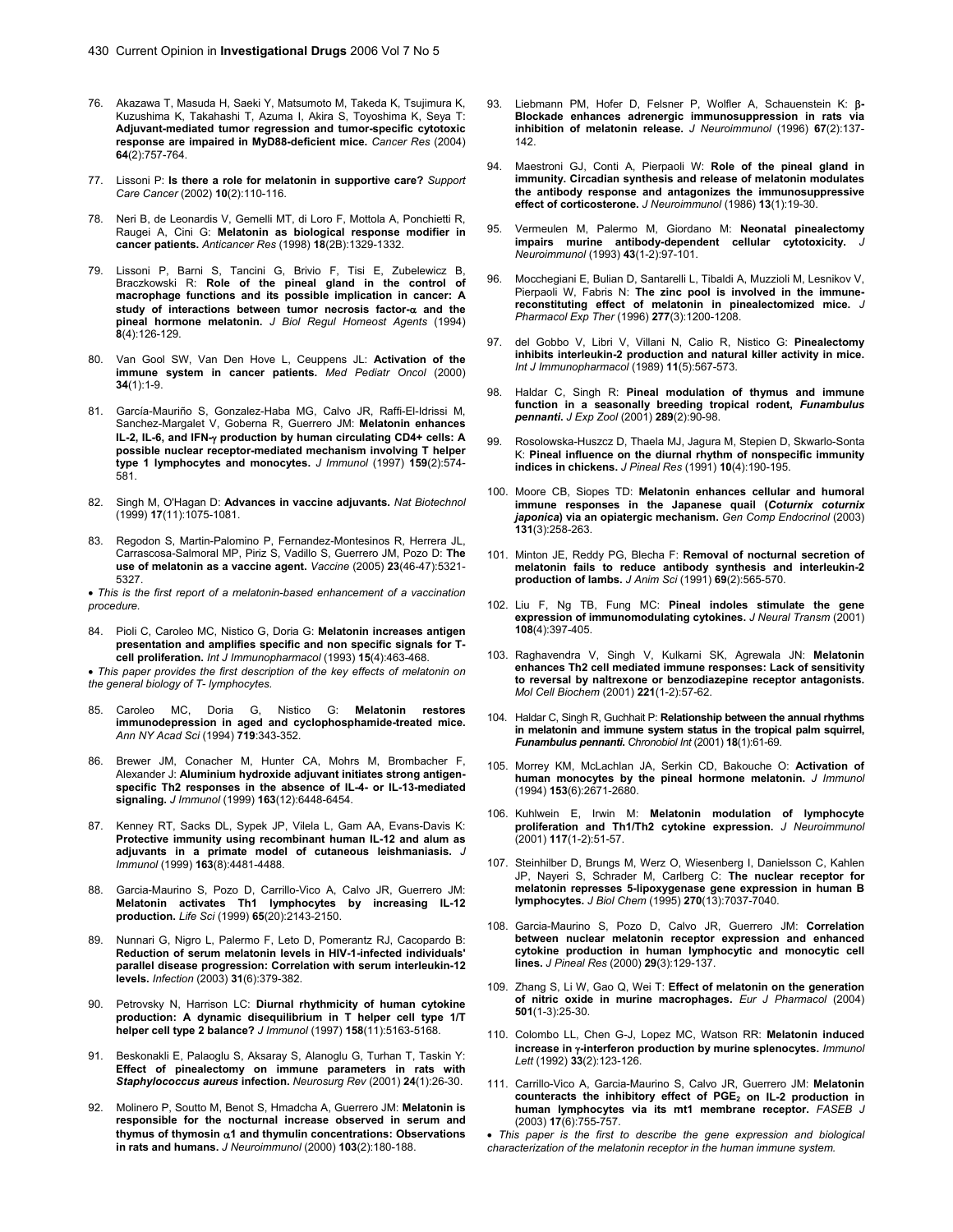76. Akazawa T, Masuda H, Saeki Y, Matsumoto M, Takeda K, Tsujimura K, Kuzushima K, Takahashi T, Azuma I, Akira S, Toyoshima K, Seya T: **Adjuvant-mediated tumor regression and tumor-specific cytotoxic response are impaired in MyD88-deficient mice.** *Cancer Res* (2004) **64**(2):757-764.

77. Lissoni P: **Is there a role for melatonin in supportive care?** *Support Care Cancer* (2002) **10**(2):110-116.

78. Neri B, de Leonardis V, Gemelli MT, di Loro F, Mottola A, Ponchietti R, Raugei A, Cini G: **Melatonin as biological response modifier in cancer patients.** *Anticancer Res* (1998) **18**(2B):1329-1332.

79. Lissoni P, Barni S, Tancini G, Brivio F, Tisi E, Zubelewicz B, Braczkowski R: **Role of the pineal gland in the control of macrophage functions and its possible implication in cancer: A study of interactions between tumor necrosis factor-α and the pineal hormone melatonin.** *J Biol Regul Homeost Agents* (1994) **8**(4):126-129.

80. Van Gool SW, Van Den Hove L, Ceuppens JL: **Activation of the immune system in cancer patients.** *Med Pediatr Oncol* (2000) **34**(1):1-9.

81. García-Mauriño S, Gonzalez-Haba MG, Calvo JR, Raffi-El-Idrissi M, Sanchez-Margalet V, Goberna R, Guerrero JM: **Melatonin enhances IL-2, IL-6, and IFN-γ production by human circulating CD4+ cells: A possible nuclear receptor-mediated mechanism involving T helper type 1 lymphocytes and monocytes.** *J Immunol* (1997) **159**(2):574-581.

82. Singh M, O'Hagan D: **Advances in vaccine adjuvants.** *Nat Biotechnol* (1999) **17**(11):1075-1081.

83. Regodon S, Martin-Palomino P, Fernandez-Montesinos R, Herrera JL, Carrascosa-Salmoral MP, Piriz S, Vadillo S, Guerrero JM, Pozo D: **The use of melatonin as a vaccine agent.** *Vaccine* (2005) **23**(46-47):5321-5327.

• *This is the first report of a melatonin-based enhancement of a vaccination procedure.*

84. Pioli C, Caroleo MC, Nistico G, Doria G: **Melatonin increases antigen presentation and amplifies specific and non specific signals for T-cell proliferation.** *Int J Immunopharmacol* (1993) **15**(4):463-468.

• *This paper provides the first description of the key effects of melatonin on the general biology of T- lymphocytes.*

85. Caroleo MC, Doria G, Nistico G: **Melatonin restores immunodepression in aged and cyclophosphamide-treated mice.** *Ann NY Acad Sci* (1994) **719**:343-352.

86. Brewer JM, Conacher M, Hunter CA, Mohrs M, Brombacher F, Alexander J: **Aluminium hydroxide adjuvant initiates strong antigen-specific Th2 responses in the absence of IL-4- or IL-13-mediated signaling.** *J Immunol* (1999) **163**(12):6448-6454.

87. Kenney RT, Sacks DL, Sypek JP, Vilela L, Gam AA, Evans-Davis K: **Protective immunity using recombinant human IL-12 and alum as adjuvants in a primate model of cutaneous leishmaniasis.** *J Immunol* (1999) **163**(8):4481-4488.

88. Garcia-Maurino S, Pozo D, Carrillo-Vico A, Calvo JR, Guerrero JM: **Melatonin activates Th1 lymphocytes by increasing IL-12 production.** *Life Sci* (1999) **65**(20):2143-2150.

89. Nunnari G, Nigro L, Palermo F, Leto D, Pomerantz RJ, Cacopardo B: **Reduction of serum melatonin levels in HIV-1-infected individuals' parallel disease progression: Correlation with serum interleukin-12 levels.** *Infection* (2003) **31**(6):379-382.

90. Petrovsky N, Harrison LC: **Diurnal rhythmicity of human cytokine production: A dynamic disequilibrium in T helper cell type 1/T helper cell type 2 balance?** *J Immunol* (1997) **158**(11):5163-5168.

91. Beskonakli E, Palaoglu S, Aksaray S, Alanoglu G, Turhan T, Taskin Y: **Effect of pinealectomy on immune parameters in rats with *Staphylococcus aureus* infection.** *Neurosurg Rev* (2001) **24**(1):26-30.

92. Molinero P, Soutto M, Benot S, Hmadcha A, Guerrero JM: **Melatonin is responsible for the nocturnal increase observed in serum and thymus of thymosin α1 and thymulin concentrations: Observations in rats and humans.** *J Neuroimmunol* (2000) **103**(2):180-188.

93. Liebmann PM, Hofer D, Felsner P, Wolfler A, Schauenstein K: **β-Blockade enhances adrenergic immunosuppression in rats via inhibition of melatonin release.** *J Neuroimmunol* (1996) **67**(2):137-142.

94. Maestroni GJ, Conti A, Pierpaoli W: **Role of the pineal gland in immunity. Circadian synthesis and release of melatonin modulates the antibody response and antagonizes the immunosuppressive effect of corticosterone.** *J Neuroimmunol* (1986) **13**(1):19-30.

95. Vermeulen M, Palermo M, Giordano M: **Neonatal pinealectomy impairs murine antibody-dependent cellular cytotoxicity.** *J Neuroimmunol* (1993) **43**(1-2):97-101.

96. Mocchegiani E, Bulian D, Santarelli L, Tibaldi A, Muzzioli M, Lesnikov V, Pierpaoli W, Fabris N: **The zinc pool is involved in the immune-reconstituting effect of melatonin in pinealectomized mice.** *J Pharmacol Exp Ther* (1996) **277**(3):1200-1208.

97. del Gobbo V, Libri V, Villani N, Calio R, Nistico G: **Pinealectomy inhibits interleukin-2 production and natural killer activity in mice.** *Int J Immunopharmacol* (1989) **11**(5):567-573.

98. Haldar C, Singh R: **Pineal modulation of thymus and immune function in a seasonally breeding tropical rodent, *Funambulus pennanti*.** *J Exp Zool* (2001) **289**(2):90-98.

99. Rosolowska-Huszcz D, Thaela MJ, Jagura M, Stepien D, Skwarlo-Sonta K: **Pineal influence on the diurnal rhythm of nonspecific immunity indices in chickens.** *J Pineal Res* (1991) **10**(4):190-195.

100. Moore CB, Siopes TD: **Melatonin enhances cellular and humoral immune responses in the Japanese quail (*Coturnix coturnix japonica*) via an opiatergic mechanism.** *Gen Comp Endocrinol* (2003) **131**(3):258-263.

101. Minton JE, Reddy PG, Blecha F: **Removal of nocturnal secretion of melatonin fails to reduce antibody synthesis and interleukin-2 production of lambs.** *J Anim Sci* (1991) **69**(2):565-570.

102. Liu F, Ng TB, Fung MC: **Pineal indoles stimulate the gene expression of immunomodulating cytokines.** *J Neural Transm* (2001) **108**(4):397-405.

103. Raghavendra V, Singh V, Kulkarni SK, Agrewala JN: **Melatonin enhances Th2 cell mediated immune responses: Lack of sensitivity to reversal by naltrexone or benzodiazepine receptor antagonists.** *Mol Cell Biochem* (2001) **221**(1-2):57-62.

104. Haldar C, Singh R, Guchhait P: **Relationship between the annual rhythms in melatonin and immune system status in the tropical palm squirrel, *Funambulus pennanti*.** *Chronobiol Int* (2001) **18**(1):61-69.

105. Morrey KM, McLachlan JA, Serkin CD, Bakouche O: **Activation of human monocytes by the pineal hormone melatonin.** *J Immunol* (1994) **153**(6):2671-2680.

106. Kuhlwein E, Irwin M: **Melatonin modulation of lymphocyte proliferation and Th1/Th2 cytokine expression.** *J Neuroimmunol* (2001) **117**(1-2):51-57.

107. Steinhilber D, Brungs M, Werz O, Wiesenberg I, Danielsson C, Kahlen JP, Nayeri S, Schrader M, Carlberg C: **The nuclear receptor for melatonin represses 5-lipoxygenase gene expression in human B lymphocytes.** *J Biol Chem* (1995) **270**(13):7037-7040.

108. Garcia-Maurino S, Pozo D, Calvo JR, Guerrero JM: **Correlation between nuclear melatonin receptor expression and enhanced cytokine production in human lymphocytic and monocytic cell lines.** *J Pineal Res* (2000) **29**(3):129-137.

109. Zhang S, Li W, Gao Q, Wei T: **Effect of melatonin on the generation of nitric oxide in murine macrophages.** *Eur J Pharmacol* (2004) **501**(1-3):25-30.

110. Colombo LL, Chen G-J, Lopez MC, Watson RR: **Melatonin induced increase in γ-interferon production by murine splenocytes.** *Immunol Lett* (1992) **33**(2):123-126.

111. Carrillo-Vico A, Garcia-Maurino S, Calvo JR, Guerrero JM: **Melatonin counteracts the inhibitory effect of $PGE_2$ on IL-2 production in human lymphocytes via its mt1 membrane receptor.** *FASEB J* (2003) **17**(6):755-757.

• *This paper is the first to describe the gene expression and biological characterization of the melatonin receptor in the human immune system.*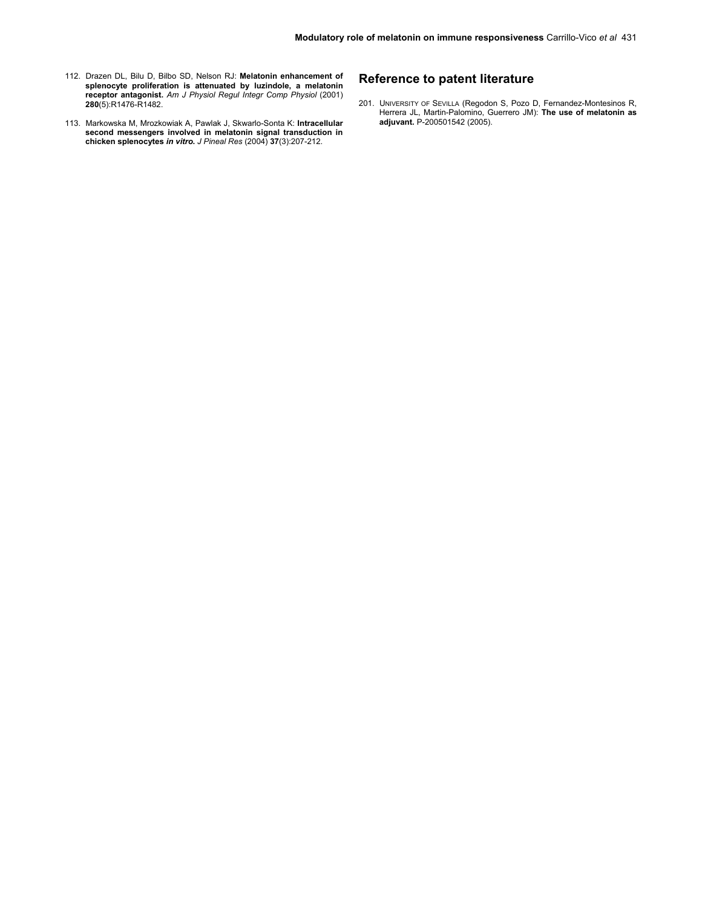112. Drazen DL, Bilu D, Bilbo SD, Nelson RJ: **Melatonin enhancement of splenocyte proliferation is attenuated by luzindole, a melatonin receptor antagonist.** *Am J Physiol Regul Integr Comp Physiol* (2001) **280**(5):R1476-R1482.

113. Markowska M, Mrozkowiak A, Pawlak J, Skwarlo-Sonta K: **Intracellular second messengers involved in melatonin signal transduction in chicken splenocytes *in vitro*.** *J Pineal Res* (2004) **37**(3):207-212.

## Reference to patent literature

201. UNIVERSITY OF SEVILLA (Regodon S, Pozo D, Fernandez-Montesinos R, Herrera JL, Martin-Palomino, Guerrero JM): **The use of melatonin as adjuvant.** P-200501542 (2005).